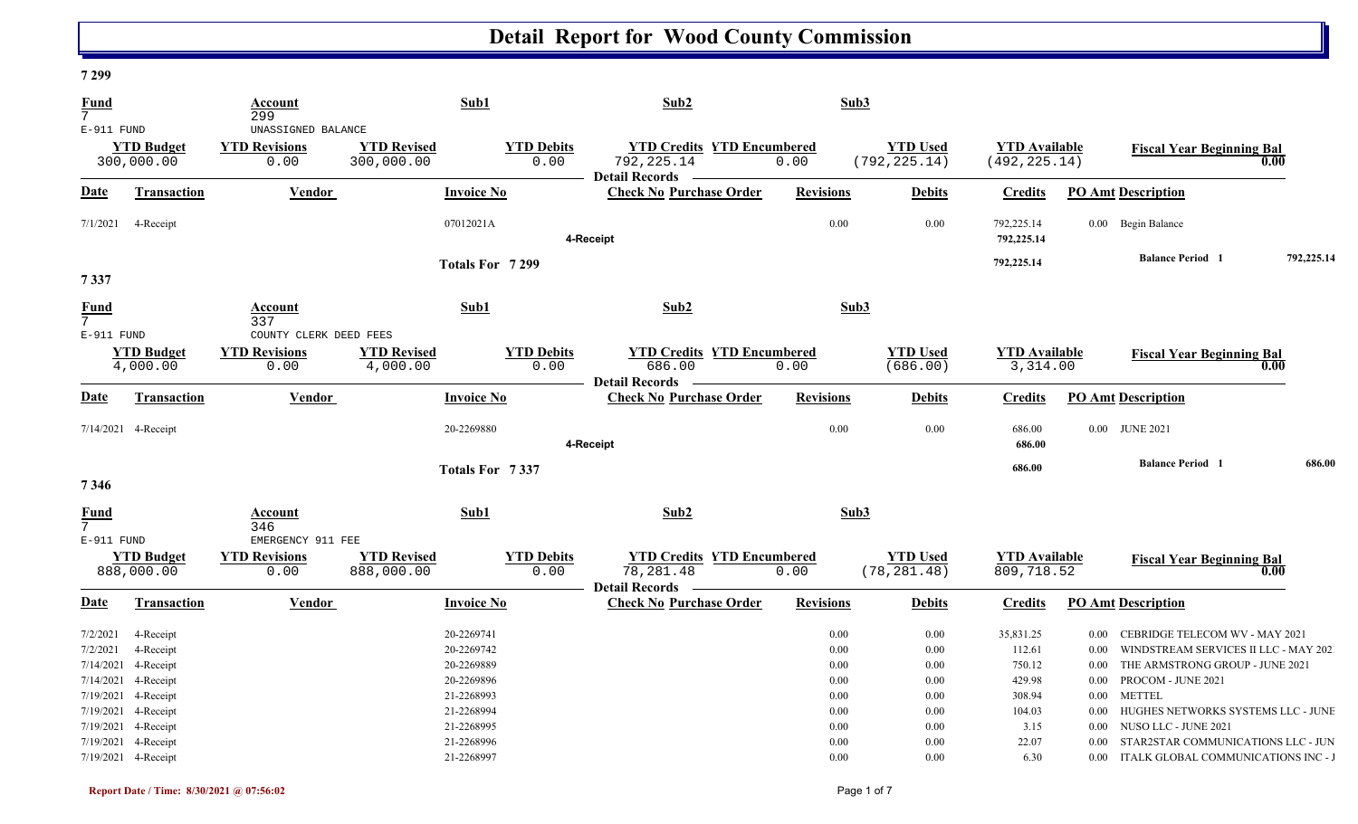# Detail Report for Wood County Commission

**7 299**

| Fund | Account | Sub1 | Sub2 | Sub3 |
|---|---|---|---|---|
| 7 | 299 | | | |
| E-911 FUND | UNASSIGNED BALANCE | | | |

| YTD Budget | YTD Revisions | YTD Revised | YTD Debits | YTD Credits | YTD Encumbered | YTD Used | YTD Available | Fiscal Year Beginning Bal |
|---|---|---|---|---|---|---|---|---|
| 300,000.00 | 0.00 | 300,000.00 | 0.00 | 792,225.14 | 0.00 | (792,225.14) | (492,225.14) | 0.00 |

**Detail Records**

| Date | Transaction | Vendor | Invoice No | Check No | Purchase Order | Revisions | Debits | Credits | PO Amt | Description |
|---|---|---|---|---|---|---|---|---|---|---|
| 7/1/2021 | 4-Receipt | | 07012021A | | | 0.00 | 0.00 | 792,225.14 | 0.00 | Begin Balance |
| | | | | 4-Receipt | | | | 792,225.14 | | |
| | | | Totals For 7 299 | | | | | 792,225.14 | | Balance Period 1 792,225.14 |

**7 337**

| Fund | Account | Sub1 | Sub2 | Sub3 |
|---|---|---|---|---|
| 7 | 337 | | | |
| E-911 FUND | COUNTY CLERK DEED FEES | | | |

| YTD Budget | YTD Revisions | YTD Revised | YTD Debits | YTD Credits | YTD Encumbered | YTD Used | YTD Available | Fiscal Year Beginning Bal |
|---|---|---|---|---|---|---|---|---|
| 4,000.00 | 0.00 | 4,000.00 | 0.00 | 686.00 | 0.00 | (686.00) | 3,314.00 | 0.00 |

**Detail Records**

| Date | Transaction | Vendor | Invoice No | Check No | Purchase Order | Revisions | Debits | Credits | PO Amt | Description |
|---|---|---|---|---|---|---|---|---|---|---|
| 7/14/2021 | 4-Receipt | | 20-2269880 | | | 0.00 | 0.00 | 686.00 | 0.00 | JUNE 2021 |
| | | | | 4-Receipt | | | | 686.00 | | |
| | | | Totals For 7 337 | | | | | 686.00 | | Balance Period 1 686.00 |

**7 346**

| Fund | Account | Sub1 | Sub2 | Sub3 |
|---|---|---|---|---|
| 7 | 346 | | | |
| E-911 FUND | EMERGENCY 911 FEE | | | |

| YTD Budget | YTD Revisions | YTD Revised | YTD Debits | YTD Credits | YTD Encumbered | YTD Used | YTD Available | Fiscal Year Beginning Bal |
|---|---|---|---|---|---|---|---|---|
| 888,000.00 | 0.00 | 888,000.00 | 0.00 | 78,281.48 | 0.00 | (78,281.48) | 809,718.52 | 0.00 |

**Detail Records**

| Date | Transaction | Vendor | Invoice No | Check No | Purchase Order | Revisions | Debits | Credits | PO Amt | Description |
|---|---|---|---|---|---|---|---|---|---|---|
| 7/2/2021 | 4-Receipt | | 20-2269741 | | | 0.00 | 0.00 | 35,831.25 | 0.00 | CEBRIDGE TELECOM WV - MAY 2021 |
| 7/2/2021 | 4-Receipt | | 20-2269742 | | | 0.00 | 0.00 | 112.61 | 0.00 | WINDSTREAM SERVICES II LLC - MAY 202 |
| 7/14/2021 | 4-Receipt | | 20-2269889 | | | 0.00 | 0.00 | 750.12 | 0.00 | THE ARMSTRONG GROUP - JUNE 2021 |
| 7/14/2021 | 4-Receipt | | 20-2269896 | | | 0.00 | 0.00 | 429.98 | 0.00 | PROCOM - JUNE 2021 |
| 7/19/2021 | 4-Receipt | | 21-2268993 | | | 0.00 | 0.00 | 308.94 | 0.00 | METTEL |
| 7/19/2021 | 4-Receipt | | 21-2268994 | | | 0.00 | 0.00 | 104.03 | 0.00 | HUGHES NETWORKS SYSTEMS LLC - JUNE |
| 7/19/2021 | 4-Receipt | | 21-2268995 | | | 0.00 | 0.00 | 3.15 | 0.00 | NUSO LLC - JUNE 2021 |
| 7/19/2021 | 4-Receipt | | 21-2268996 | | | 0.00 | 0.00 | 22.07 | 0.00 | STAR2STAR COMMUNICATIONS LLC - JUN |
| 7/19/2021 | 4-Receipt | | 21-2268997 | | | 0.00 | 0.00 | 6.30 | 0.00 | ITALK GLOBAL COMMUNICATIONS INC - J |

Report Date / Time: 8/30/2021 @ 07:56:02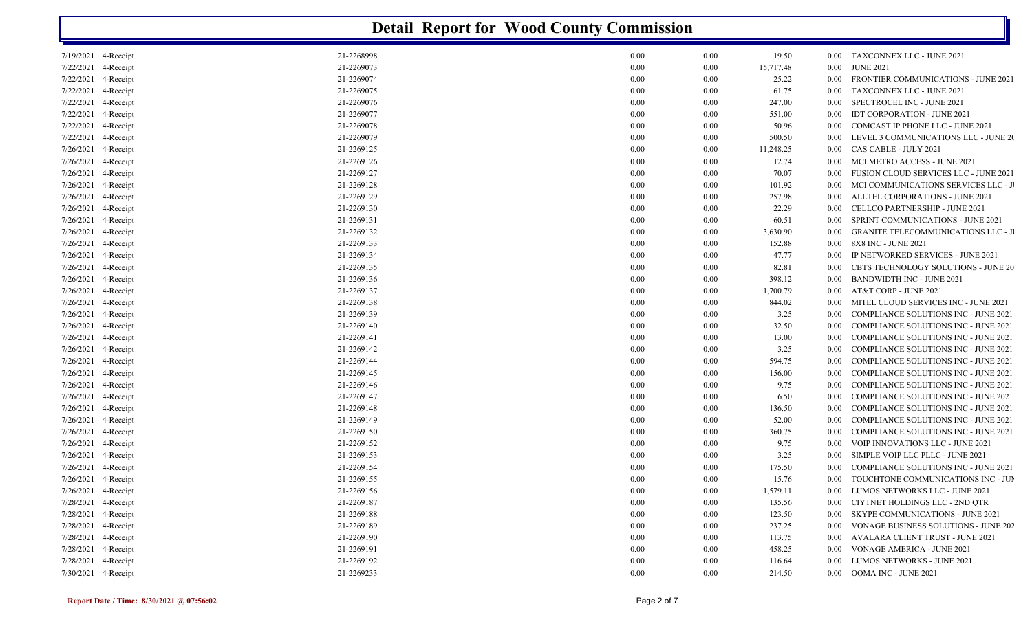# Detail Report for Wood County Commission

| | | | | | | | |
|---|---|---|---|---|---|---|---|
| 7/19/2021 | 4-Receipt | 21-2268998 | 0.00 | 0.00 | 19.50 | 0.00 | TAXCONNEX LLC - JUNE 2021 |
| 7/22/2021 | 4-Receipt | 21-2269073 | 0.00 | 0.00 | 15,717.48 | 0.00 | JUNE 2021 |
| 7/22/2021 | 4-Receipt | 21-2269074 | 0.00 | 0.00 | 25.22 | 0.00 | FRONTIER COMMUNICATIONS - JUNE 2021 |
| 7/22/2021 | 4-Receipt | 21-2269075 | 0.00 | 0.00 | 61.75 | 0.00 | TAXCONNEX LLC - JUNE 2021 |
| 7/22/2021 | 4-Receipt | 21-2269076 | 0.00 | 0.00 | 247.00 | 0.00 | SPECTROCEL INC - JUNE 2021 |
| 7/22/2021 | 4-Receipt | 21-2269077 | 0.00 | 0.00 | 551.00 | 0.00 | IDT CORPORATION - JUNE 2021 |
| 7/22/2021 | 4-Receipt | 21-2269078 | 0.00 | 0.00 | 50.96 | 0.00 | COMCAST IP PHONE LLC - JUNE 2021 |
| 7/22/2021 | 4-Receipt | 21-2269079 | 0.00 | 0.00 | 500.50 | 0.00 | LEVEL 3 COMMUNICATIONS LLC - JUNE 20 |
| 7/26/2021 | 4-Receipt | 21-2269125 | 0.00 | 0.00 | 11,248.25 | 0.00 | CAS CABLE - JULY 2021 |
| 7/26/2021 | 4-Receipt | 21-2269126 | 0.00 | 0.00 | 12.74 | 0.00 | MCI METRO ACCESS - JUNE 2021 |
| 7/26/2021 | 4-Receipt | 21-2269127 | 0.00 | 0.00 | 70.07 | 0.00 | FUSION CLOUD SERVICES LLC - JUNE 2021 |
| 7/26/2021 | 4-Receipt | 21-2269128 | 0.00 | 0.00 | 101.92 | 0.00 | MCI COMMUNICATIONS SERVICES LLC - J |
| 7/26/2021 | 4-Receipt | 21-2269129 | 0.00 | 0.00 | 257.98 | 0.00 | ALLTEL CORPORATIONS - JUNE 2021 |
| 7/26/2021 | 4-Receipt | 21-2269130 | 0.00 | 0.00 | 22.29 | 0.00 | CELLCO PARTNERSHIP - JUNE 2021 |
| 7/26/2021 | 4-Receipt | 21-2269131 | 0.00 | 0.00 | 60.51 | 0.00 | SPRINT COMMUNICATIONS - JUNE 2021 |
| 7/26/2021 | 4-Receipt | 21-2269132 | 0.00 | 0.00 | 3,630.90 | 0.00 | GRANITE TELECOMMUNICATIONS LLC - J |
| 7/26/2021 | 4-Receipt | 21-2269133 | 0.00 | 0.00 | 152.88 | 0.00 | 8X8 INC - JUNE 2021 |
| 7/26/2021 | 4-Receipt | 21-2269134 | 0.00 | 0.00 | 47.77 | 0.00 | IP NETWORKED SERVICES - JUNE 2021 |
| 7/26/2021 | 4-Receipt | 21-2269135 | 0.00 | 0.00 | 82.81 | 0.00 | CBTS TECHNOLOGY SOLUTIONS - JUNE 20 |
| 7/26/2021 | 4-Receipt | 21-2269136 | 0.00 | 0.00 | 398.12 | 0.00 | BANDWIDTH INC - JUNE 2021 |
| 7/26/2021 | 4-Receipt | 21-2269137 | 0.00 | 0.00 | 1,700.79 | 0.00 | AT&T CORP - JUNE 2021 |
| 7/26/2021 | 4-Receipt | 21-2269138 | 0.00 | 0.00 | 844.02 | 0.00 | MITEL CLOUD SERVICES INC - JUNE 2021 |
| 7/26/2021 | 4-Receipt | 21-2269139 | 0.00 | 0.00 | 3.25 | 0.00 | COMPLIANCE SOLUTIONS INC - JUNE 2021 |
| 7/26/2021 | 4-Receipt | 21-2269140 | 0.00 | 0.00 | 32.50 | 0.00 | COMPLIANCE SOLUTIONS INC - JUNE 2021 |
| 7/26/2021 | 4-Receipt | 21-2269141 | 0.00 | 0.00 | 13.00 | 0.00 | COMPLIANCE SOLUTIONS INC - JUNE 2021 |
| 7/26/2021 | 4-Receipt | 21-2269142 | 0.00 | 0.00 | 3.25 | 0.00 | COMPLIANCE SOLUTIONS INC - JUNE 2021 |
| 7/26/2021 | 4-Receipt | 21-2269144 | 0.00 | 0.00 | 594.75 | 0.00 | COMPLIANCE SOLUTIONS INC - JUNE 2021 |
| 7/26/2021 | 4-Receipt | 21-2269145 | 0.00 | 0.00 | 156.00 | 0.00 | COMPLIANCE SOLUTIONS INC - JUNE 2021 |
| 7/26/2021 | 4-Receipt | 21-2269146 | 0.00 | 0.00 | 9.75 | 0.00 | COMPLIANCE SOLUTIONS INC - JUNE 2021 |
| 7/26/2021 | 4-Receipt | 21-2269147 | 0.00 | 0.00 | 6.50 | 0.00 | COMPLIANCE SOLUTIONS INC - JUNE 2021 |
| 7/26/2021 | 4-Receipt | 21-2269148 | 0.00 | 0.00 | 136.50 | 0.00 | COMPLIANCE SOLUTIONS INC - JUNE 2021 |
| 7/26/2021 | 4-Receipt | 21-2269149 | 0.00 | 0.00 | 52.00 | 0.00 | COMPLIANCE SOLUTIONS INC - JUNE 2021 |
| 7/26/2021 | 4-Receipt | 21-2269150 | 0.00 | 0.00 | 360.75 | 0.00 | COMPLIANCE SOLUTIONS INC - JUNE 2021 |
| 7/26/2021 | 4-Receipt | 21-2269152 | 0.00 | 0.00 | 9.75 | 0.00 | VOIP INNOVATIONS LLC - JUNE 2021 |
| 7/26/2021 | 4-Receipt | 21-2269153 | 0.00 | 0.00 | 3.25 | 0.00 | SIMPLE VOIP LLC PLLC - JUNE 2021 |
| 7/26/2021 | 4-Receipt | 21-2269154 | 0.00 | 0.00 | 175.50 | 0.00 | COMPLIANCE SOLUTIONS INC - JUNE 2021 |
| 7/26/2021 | 4-Receipt | 21-2269155 | 0.00 | 0.00 | 15.76 | 0.00 | TOUCHTONE COMMUNICATIONS INC - JUN |
| 7/26/2021 | 4-Receipt | 21-2269156 | 0.00 | 0.00 | 1,579.11 | 0.00 | LUMOS NETWORKS LLC - JUNE 2021 |
| 7/28/2021 | 4-Receipt | 21-2269187 | 0.00 | 0.00 | 135.56 | 0.00 | CIYTNET HOLDINGS LLC - 2ND QTR |
| 7/28/2021 | 4-Receipt | 21-2269188 | 0.00 | 0.00 | 123.50 | 0.00 | SKYPE COMMUNICATIONS - JUNE 2021 |
| 7/28/2021 | 4-Receipt | 21-2269189 | 0.00 | 0.00 | 237.25 | 0.00 | VONAGE BUSINESS SOLUTIONS - JUNE 202 |
| 7/28/2021 | 4-Receipt | 21-2269190 | 0.00 | 0.00 | 113.75 | 0.00 | AVALARA CLIENT TRUST - JUNE 2021 |
| 7/28/2021 | 4-Receipt | 21-2269191 | 0.00 | 0.00 | 458.25 | 0.00 | VONAGE AMERICA - JUNE 2021 |
| 7/28/2021 | 4-Receipt | 21-2269192 | 0.00 | 0.00 | 116.64 | 0.00 | LUMOS NETWORKS - JUNE 2021 |
| 7/30/2021 | 4-Receipt | 21-2269233 | 0.00 | 0.00 | 214.50 | 0.00 | OOMA INC - JUNE 2021 |

**Report Date / Time: 8/30/2021 @ 07:56:02**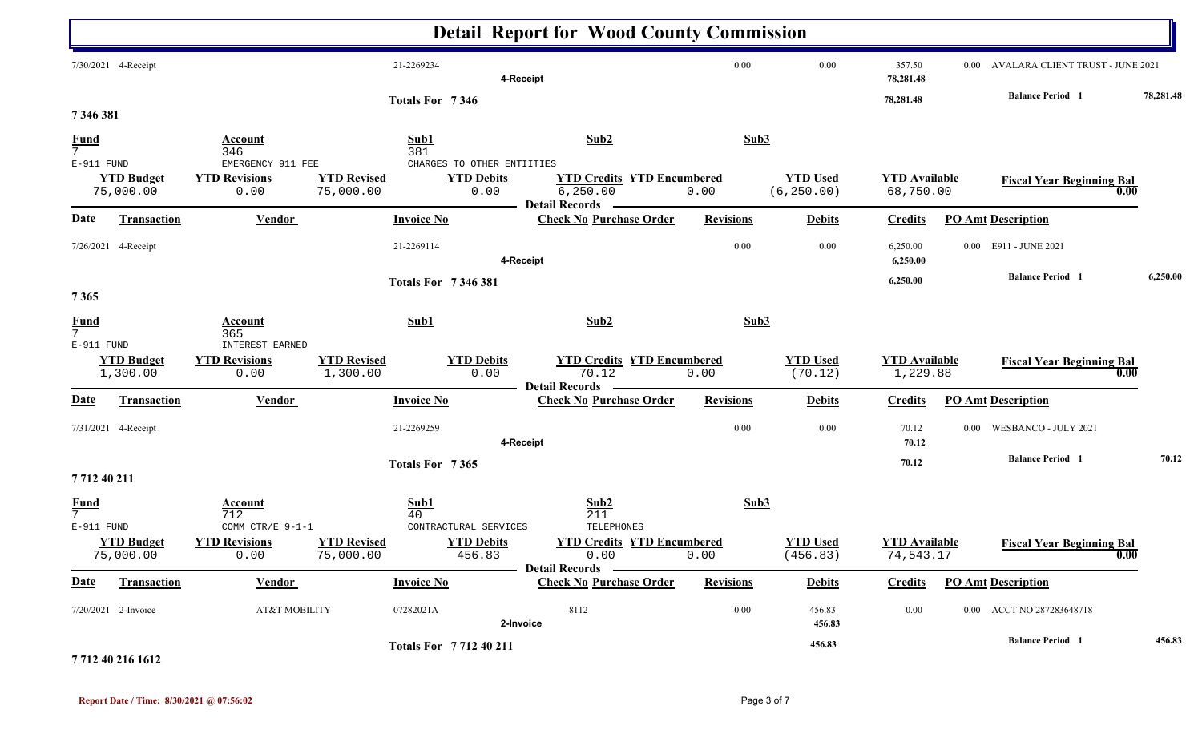# Detail Report for Wood County Commission

| Date | Transaction | Vendor | Invoice No | Check No | Purchase Order | Revisions | Debits | Credits | PO Amt | Description |
|---|---|---|---|---|---|---|---|---|---|---|
| 7/30/2021 | 4-Receipt | | 21-2269234 | | | 0.00 | 0.00 | 357.50 | 0.00 | AVALARA CLIENT TRUST - JUNE 2021 |
| | | | 4-Receipt | | | | | 78,281.48 | | |

**Totals For 7 346** — 78,281.48 — **Balance Period 1** 78,281.48

## 7 346 381

| Fund | Account | Sub1 | Sub2 | Sub3 |
|---|---|---|---|---|
| 7 | 346 | 381 | | |
| E-911 FUND | EMERGENCY 911 FEE | CHARGES TO OTHER ENTIITIES | | |

| YTD Budget | YTD Revisions | YTD Revised | YTD Debits | YTD Credits | YTD Encumbered | YTD Used | YTD Available | Fiscal Year Beginning Bal |
|---|---|---|---|---|---|---|---|---|
| 75,000.00 | 0.00 | 75,000.00 | 0.00 | 6,250.00 | 0.00 | (6,250.00) | 68,750.00 | 0.00 |

**Detail Records**

| Date | Transaction | Vendor | Invoice No | Check No | Purchase Order | Revisions | Debits | Credits | PO Amt | Description |
|---|---|---|---|---|---|---|---|---|---|---|
| 7/26/2021 | 4-Receipt | | 21-2269114 | | | 0.00 | 0.00 | 6,250.00 | 0.00 | E911 - JUNE 2021 |
| | | | 4-Receipt | | | | | 6,250.00 | | |

**Totals For 7 346 381** — 6,250.00 — **Balance Period 1** 6,250.00

## 7 365

| Fund | Account | Sub1 | Sub2 | Sub3 |
|---|---|---|---|---|
| 7 | 365 | | | |
| E-911 FUND | INTEREST EARNED | | | |

| YTD Budget | YTD Revisions | YTD Revised | YTD Debits | YTD Credits | YTD Encumbered | YTD Used | YTD Available | Fiscal Year Beginning Bal |
|---|---|---|---|---|---|---|---|---|
| 1,300.00 | 0.00 | 1,300.00 | 0.00 | 70.12 | 0.00 | (70.12) | 1,229.88 | 0.00 |

**Detail Records**

| Date | Transaction | Vendor | Invoice No | Check No | Purchase Order | Revisions | Debits | Credits | PO Amt | Description |
|---|---|---|---|---|---|---|---|---|---|---|
| 7/31/2021 | 4-Receipt | | 21-2269259 | | | 0.00 | 0.00 | 70.12 | 0.00 | WESBANCO - JULY 2021 |
| | | | 4-Receipt | | | | | 70.12 | | |

**Totals For 7 365** — 70.12 — **Balance Period 1** 70.12

## 7 712 40 211

| Fund | Account | Sub1 | Sub2 | Sub3 |
|---|---|---|---|---|
| 7 | 712 | 40 | 211 | |
| E-911 FUND | COMM CTR/E 9-1-1 | CONTRACTURAL SERVICES | TELEPHONES | |

| YTD Budget | YTD Revisions | YTD Revised | YTD Debits | YTD Credits | YTD Encumbered | YTD Used | YTD Available | Fiscal Year Beginning Bal |
|---|---|---|---|---|---|---|---|---|
| 75,000.00 | 0.00 | 75,000.00 | 456.83 | 0.00 | 0.00 | (456.83) | 74,543.17 | 0.00 |

**Detail Records**

| Date | Transaction | Vendor | Invoice No | Check No | Purchase Order | Revisions | Debits | Credits | PO Amt | Description |
|---|---|---|---|---|---|---|---|---|---|---|
| 7/20/2021 | 2-Invoice | AT&T MOBILITY | 07282021A | 8112 | | 0.00 | 456.83 | 0.00 | 0.00 | ACCT NO 287283648718 |
| | | | 2-Invoice | | | | 456.83 | | | |

**Totals For 7 712 40 211** — 456.83 — **Balance Period 1** 456.83

## 7 712 40 216 1612

Report Date / Time: 8/30/2021 @ 07:56:02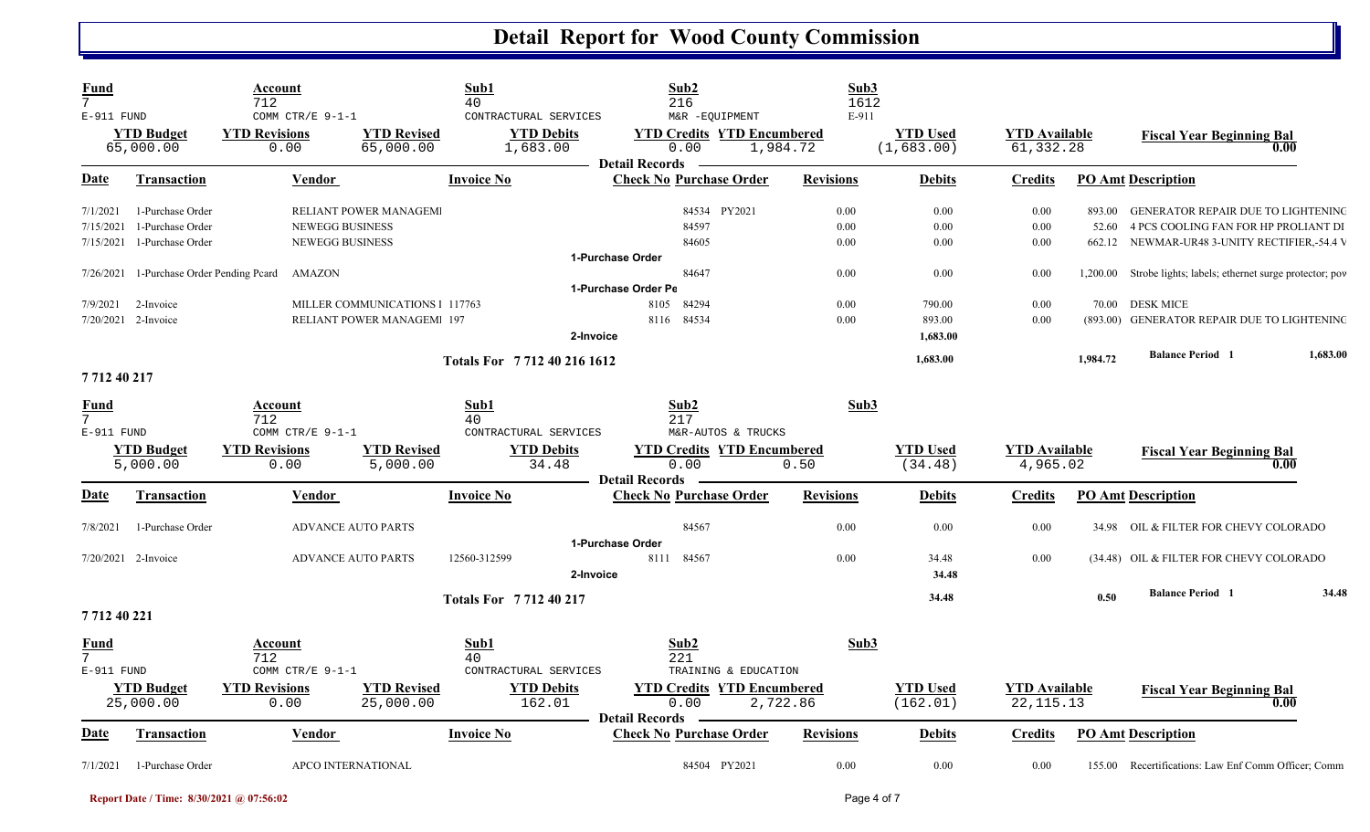# Detail Report for Wood County Commission

| Fund | Account | Sub1 | Sub2 | Sub3 |
|---|---|---|---|---|
| 7 | 712 | 40 | 216 | 1612 |
| E-911 FUND | COMM CTR/E 9-1-1 | CONTRACTURAL SERVICES | M&R -EQUIPMENT | E-911 |

| YTD Budget | YTD Revisions | YTD Revised | YTD Debits | YTD Credits | YTD Encumbered | YTD Used | YTD Available | Fiscal Year Beginning Bal |
|---|---|---|---|---|---|---|---|---|
| 65,000.00 | 0.00 | 65,000.00 | 1,683.00 | 0.00 | 1,984.72 | (1,683.00) | 61,332.28 | 0.00 |

**Detail Records**

| Date | Transaction | Vendor | Invoice No | Check No | Purchase Order | Revisions | Debits | Credits | PO Amt | Description |
|---|---|---|---|---|---|---|---|---|---|---|
| 7/1/2021 | 1-Purchase Order | RELIANT POWER MANAGEMI | | | 84534 PY2021 | 0.00 | 0.00 | 0.00 | 893.00 | GENERATOR REPAIR DUE TO LIGHTENINC |
| 7/15/2021 | 1-Purchase Order | NEWEGG BUSINESS | | | 84597 | 0.00 | 0.00 | 0.00 | 52.60 | 4 PCS COOLING FAN FOR HP PROLIANT DI |
| 7/15/2021 | 1-Purchase Order | NEWEGG BUSINESS | | | 84605 | 0.00 | 0.00 | 0.00 | 662.12 | NEWMAR-UR48 3-UNITY RECTIFIER,-54.4 V |
| | **1-Purchase Order** | | | | | | | | | |
| 7/26/2021 | 1-Purchase Order Pending Pcard | AMAZON | | | 84647 | 0.00 | 0.00 | 0.00 | 1,200.00 | Strobe lights; labels; ethernet surge protector; pov |
| | **1-Purchase Order Pe** | | | | | | | | | |
| 7/9/2021 | 2-Invoice | MILLER COMMUNICATIONS I | 117763 | 8105 | 84294 | 0.00 | 790.00 | 0.00 | 70.00 | DESK MICE |
| 7/20/2021 | 2-Invoice | RELIANT POWER MANAGEMI | 197 | 8116 | 84534 | 0.00 | 893.00 | 0.00 | (893.00) | GENERATOR REPAIR DUE TO LIGHTENINC |
| | **2-Invoice** | | | | | | 1,683.00 | | | |
| | **Totals For 7 712 40 216 1612** | | | | | | 1,683.00 | | 1,984.72 | Balance Period 1 — 1,683.00 |

## 7 712 40 217

| Fund | Account | Sub1 | Sub2 | Sub3 |
|---|---|---|---|---|
| 7 | 712 | 40 | 217 | |
| E-911 FUND | COMM CTR/E 9-1-1 | CONTRACTURAL SERVICES | M&R-AUTOS & TRUCKS | |

| YTD Budget | YTD Revisions | YTD Revised | YTD Debits | YTD Credits | YTD Encumbered | YTD Used | YTD Available | Fiscal Year Beginning Bal |
|---|---|---|---|---|---|---|---|---|
| 5,000.00 | 0.00 | 5,000.00 | 34.48 | 0.00 | 0.50 | (34.48) | 4,965.02 | 0.00 |

**Detail Records**

| Date | Transaction | Vendor | Invoice No | Check No | Purchase Order | Revisions | Debits | Credits | PO Amt | Description |
|---|---|---|---|---|---|---|---|---|---|---|
| 7/8/2021 | 1-Purchase Order | ADVANCE AUTO PARTS | | | 84567 | 0.00 | 0.00 | 0.00 | 34.98 | OIL & FILTER FOR CHEVY COLORADO |
| | **1-Purchase Order** | | | | | | | | | |
| 7/20/2021 | 2-Invoice | ADVANCE AUTO PARTS | 12560-312599 | 8111 | 84567 | 0.00 | 34.48 | 0.00 | (34.48) | OIL & FILTER FOR CHEVY COLORADO |
| | **2-Invoice** | | | | | | 34.48 | | | |
| | **Totals For 7 712 40 217** | | | | | | 34.48 | | 0.50 | Balance Period 1 — 34.48 |

## 7 712 40 221

| Fund | Account | Sub1 | Sub2 | Sub3 |
|---|---|---|---|---|
| 7 | 712 | 40 | 221 | |
| E-911 FUND | COMM CTR/E 9-1-1 | CONTRACTURAL SERVICES | TRAINING & EDUCATION | |

| YTD Budget | YTD Revisions | YTD Revised | YTD Debits | YTD Credits | YTD Encumbered | YTD Used | YTD Available | Fiscal Year Beginning Bal |
|---|---|---|---|---|---|---|---|---|
| 25,000.00 | 0.00 | 25,000.00 | 162.01 | 0.00 | 2,722.86 | (162.01) | 22,115.13 | 0.00 |

**Detail Records**

| Date | Transaction | Vendor | Invoice No | Check No | Purchase Order | Revisions | Debits | Credits | PO Amt | Description |
|---|---|---|---|---|---|---|---|---|---|---|
| 7/1/2021 | 1-Purchase Order | APCO INTERNATIONAL | | | 84504 PY2021 | 0.00 | 0.00 | 0.00 | 155.00 | Recertifications: Law Enf Comm Officer; Comm |

Report Date / Time: 8/30/2021 @ 07:56:02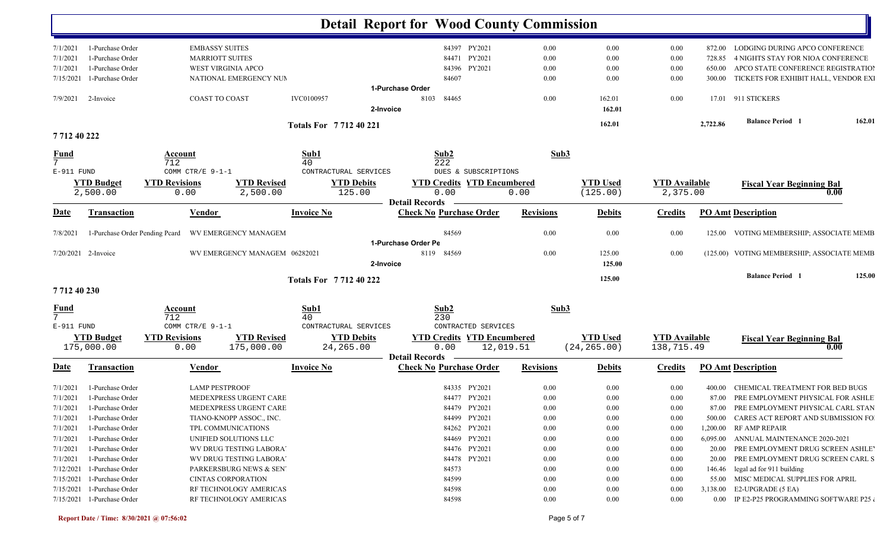# Detail Report for Wood County Commission

| Date | Transaction | Vendor | Invoice No | Check No | Purchase Order | | Revisions | Debits | Credits | PO Amt | Description |
|---|---|---|---|---|---|---|---|---|---|---|---|
| 7/1/2021 | 1-Purchase Order | EMBASSY SUITES | | | 84397 | PY2021 | 0.00 | 0.00 | 0.00 | 872.00 | LODGING DURING APCO CONFERENCE |
| 7/1/2021 | 1-Purchase Order | MARRIOTT SUITES | | | 84471 | PY2021 | 0.00 | 0.00 | 0.00 | 728.85 | 4 NIGHTS STAY FOR NIOA CONFERENCE |
| 7/1/2021 | 1-Purchase Order | WEST VIRGINIA APCO | | | 84396 | PY2021 | 0.00 | 0.00 | 0.00 | 650.00 | APCO STATE CONFERENCE REGISTRATION |
| 7/15/2021 | 1-Purchase Order | NATIONAL EMERGENCY NUM | | | 84607 | | 0.00 | 0.00 | 0.00 | 300.00 | TICKETS FOR EXHIBIT HALL, VENDOR EXI |
| | | | | 1-Purchase Order | | | | | | | |
| 7/9/2021 | 2-Invoice | COAST TO COAST | IVC0100957 | 8103 | 84465 | | 0.00 | 162.01 | 0.00 | 17.01 | 911 STICKERS |
| | | | | 2-Invoice | | | | 162.01 | | | |
| | | | Totals For 7 712 40 221 | | | | | 162.01 | | 2,722.86 | Balance Period 1 162.01 |

## 7 712 40 222

| Fund | Account | Sub1 | Sub2 | Sub3 |
|---|---|---|---|---|
| 7 | 712 | 40 | 222 | |
| E-911 FUND | COMM CTR/E 9-1-1 | CONTRACTUAL SERVICES | DUES & SUBSCRIPTIONS | |

| YTD Budget | YTD Revisions | YTD Revised | YTD Debits | YTD Credits | YTD Encumbered | YTD Used | YTD Available | Fiscal Year Beginning Bal |
|---|---|---|---|---|---|---|---|---|
| 2,500.00 | 0.00 | 2,500.00 | 125.00 | 0.00 | 0.00 | (125.00) | 2,375.00 | 0.00 |

Detail Records

| Date | Transaction | Vendor | Invoice No | Check No | Purchase Order | Revisions | Debits | Credits | PO Amt | Description |
|---|---|---|---|---|---|---|---|---|---|---|
| 7/8/2021 | 1-Purchase Order Pending Pcard | WV EMERGENCY MANAGEM | | | 84569 | 0.00 | 0.00 | 0.00 | 125.00 | VOTING MEMBERSHIP; ASSOCIATE MEMB |
| | | | | 1-Purchase Order Pe | | | | | | |
| 7/20/2021 | 2-Invoice | WV EMERGENCY MANAGEM | 06282021 | 8119 | 84569 | 0.00 | 125.00 | 0.00 | (125.00) | VOTING MEMBERSHIP; ASSOCIATE MEMB |
| | | | | 2-Invoice | | | 125.00 | | | |
| | | | Totals For 7 712 40 222 | | | | 125.00 | | | Balance Period 1 125.00 |

## 7 712 40 230

| Fund | Account | Sub1 | Sub2 | Sub3 |
|---|---|---|---|---|
| 7 | 712 | 40 | 230 | |
| E-911 FUND | COMM CTR/E 9-1-1 | CONTRACTUAL SERVICES | CONTRACTED SERVICES | |

| YTD Budget | YTD Revisions | YTD Revised | YTD Debits | YTD Credits | YTD Encumbered | YTD Used | YTD Available | Fiscal Year Beginning Bal |
|---|---|---|---|---|---|---|---|---|
| 175,000.00 | 0.00 | 175,000.00 | 24,265.00 | 0.00 | 12,019.51 | (24,265.00) | 138,715.49 | 0.00 |

Detail Records

| Date | Transaction | Vendor | Invoice No | Check No | Purchase Order | | Revisions | Debits | Credits | PO Amt | Description |
|---|---|---|---|---|---|---|---|---|---|---|---|
| 7/1/2021 | 1-Purchase Order | LAMP PESTPROOF | | | 84335 | PY2021 | 0.00 | 0.00 | 0.00 | 400.00 | CHEMICAL TREATMENT FOR BED BUGS |
| 7/1/2021 | 1-Purchase Order | MEDEXPRESS URGENT CARE | | | 84477 | PY2021 | 0.00 | 0.00 | 0.00 | 87.00 | PRE EMPLOYMENT PHYSICAL FOR ASHLE |
| 7/1/2021 | 1-Purchase Order | MEDEXPRESS URGENT CARE | | | 84479 | PY2021 | 0.00 | 0.00 | 0.00 | 87.00 | PRE EMPLOYMENT PHYSICAL CARL STAN |
| 7/1/2021 | 1-Purchase Order | TIANO-KNOPP ASSOC., INC. | | | 84499 | PY2021 | 0.00 | 0.00 | 0.00 | 500.00 | CARES ACT REPORT AND SUBMISSION FO |
| 7/1/2021 | 1-Purchase Order | TPL COMMUNICATIONS | | | 84262 | PY2021 | 0.00 | 0.00 | 0.00 | 1,200.00 | RF AMP REPAIR |
| 7/1/2021 | 1-Purchase Order | UNIFIED SOLUTIONS LLC | | | 84469 | PY2021 | 0.00 | 0.00 | 0.00 | 6,095.00 | ANNUAL MAINTENANCE 2020-2021 |
| 7/1/2021 | 1-Purchase Order | WV DRUG TESTING LABORA | | | 84476 | PY2021 | 0.00 | 0.00 | 0.00 | 20.00 | PRE EMPLOYMENT DRUG SCREEN ASHLE |
| 7/1/2021 | 1-Purchase Order | WV DRUG TESTING LABORA | | | 84478 | PY2021 | 0.00 | 0.00 | 0.00 | 20.00 | PRE EMPLOYMENT DRUG SCREEN CARL S |
| 7/12/2021 | 1-Purchase Order | PARKERSBURG NEWS & SEN | | | 84573 | | 0.00 | 0.00 | 0.00 | 146.46 | legal ad for 911 building |
| 7/15/2021 | 1-Purchase Order | CINTAS CORPORATION | | | 84599 | | 0.00 | 0.00 | 0.00 | 55.00 | MISC MEDICAL SUPPLIES FOR APRIL |
| 7/15/2021 | 1-Purchase Order | RF TECHNOLOGY AMERICAS | | | 84598 | | 0.00 | 0.00 | 0.00 | 3,138.00 | E2-UPGRADE (5 EA) |
| 7/15/2021 | 1-Purchase Order | RF TECHNOLOGY AMERICAS | | | 84598 | | 0.00 | 0.00 | 0.00 | 0.00 | IP E2-P25 PROGRAMMING SOFTWARE P25 |

Report Date / Time: 8/30/2021 @ 07:56:02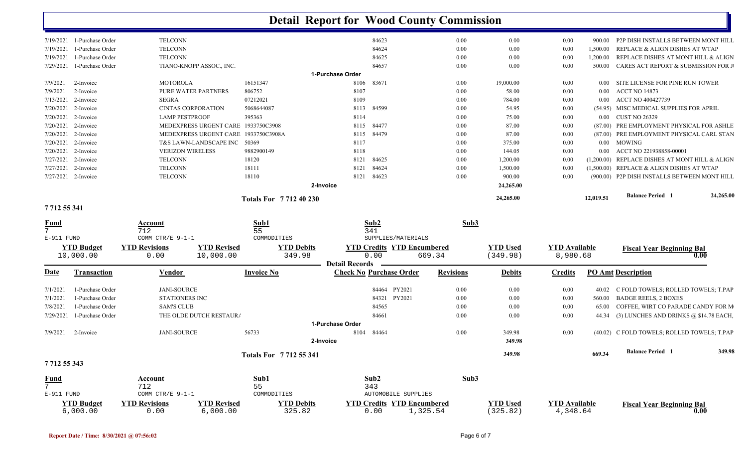# Detail Report for Wood County Commission

| Date | Transaction | Vendor | Invoice No | Check No | Purchase Order | Revisions | Debits | Credits | PO Amt | Description |
|---|---|---|---|---|---|---|---|---|---|---|
| 7/19/2021 | 1-Purchase Order | TELCONN | | | 84623 | 0.00 | 0.00 | 0.00 | 900.00 | P2P DISH INSTALLS BETWEEN MONT HILL |
| 7/19/2021 | 1-Purchase Order | TELCONN | | | 84624 | 0.00 | 0.00 | 0.00 | 1,500.00 | REPLACE & ALIGN DISHES AT WTAP |
| 7/19/2021 | 1-Purchase Order | TELCONN | | | 84625 | 0.00 | 0.00 | 0.00 | 1,200.00 | REPLACE DISHES AT MONT HILL & ALIGN |
| 7/29/2021 | 1-Purchase Order | TIANO-KNOPP ASSOC., INC. | | | 84657 | 0.00 | 0.00 | 0.00 | 500.00 | CARES ACT REPORT & SUBMISSION FOR JI |
| | | | | 1-Purchase Order | | | | | | |
| 7/9/2021 | 2-Invoice | MOTOROLA | 16151347 | 8106 | 83671 | 0.00 | 19,000.00 | 0.00 | 0.00 | SITE LICENSE FOR PINE RUN TOWER |
| 7/9/2021 | 2-Invoice | PURE WATER PARTNERS | 806752 | 8107 | | 0.00 | 58.00 | 0.00 | 0.00 | ACCT NO 14873 |
| 7/13/2021 | 2-Invoice | SEGRA | 07212021 | 8109 | | 0.00 | 784.00 | 0.00 | 0.00 | ACCT NO 400427739 |
| 7/20/2021 | 2-Invoice | CINTAS CORPORATION | 5068644087 | 8113 | 84599 | 0.00 | 54.95 | 0.00 | (54.95) | MISC MEDICAL SUPPLIES FOR APRIL |
| 7/20/2021 | 2-Invoice | LAMP PESTPROOF | 395363 | 8114 | | 0.00 | 75.00 | 0.00 | 0.00 | CUST NO 26329 |
| 7/20/2021 | 2-Invoice | MEDEXPRESS URGENT CARE | 1933750C3908 | 8115 | 84477 | 0.00 | 87.00 | 0.00 | (87.00) | PRE EMPLOYMENT PHYSICAL FOR ASHLE |
| 7/20/2021 | 2-Invoice | MEDEXPRESS URGENT CARE | 1933750C3908A | 8115 | 84479 | 0.00 | 87.00 | 0.00 | (87.00) | PRE EMPLOYMENT PHYSICAL CARL STAN |
| 7/20/2021 | 2-Invoice | T&S LAWN-LANDSCAPE INC | 50369 | 8117 | | 0.00 | 375.00 | 0.00 | 0.00 | MOWING |
| 7/20/2021 | 2-Invoice | VERIZON WIRELESS | 9882900149 | 8118 | | 0.00 | 144.05 | 0.00 | 0.00 | ACCT NO 221938858-00001 |
| 7/27/2021 | 2-Invoice | TELCONN | 18120 | 8121 | 84625 | 0.00 | 1,200.00 | 0.00 | (1,200.00) | REPLACE DISHES AT MONT HILL & ALIGN |
| 7/27/2021 | 2-Invoice | TELCONN | 18111 | 8121 | 84624 | 0.00 | 1,500.00 | 0.00 | (1,500.00) | REPLACE & ALIGN DISHES AT WTAP |
| 7/27/2021 | 2-Invoice | TELCONN | 18110 | 8121 | 84623 | 0.00 | 900.00 | 0.00 | (900.00) | P2P DISH INSTALLS BETWEEN MONT HILL |
| | | | | 2-Invoice | | | 24,265.00 | | | |
| | | | Totals For 7 712 40 230 | | | | 24,265.00 | | 12,019.51 | Balance Period 1 — 24,265.00 |

## 7 712 55 341

| Fund | Account | Sub1 | Sub2 | Sub3 |
|---|---|---|---|---|
| 7 | 712 | 55 | 341 | |
| E-911 FUND | COMM CTR/E 9-1-1 | COMMODITIES | SUPPLIES/MATERIALS | |

| YTD Budget | YTD Revisions | YTD Revised | YTD Debits | YTD Credits | YTD Encumbered | YTD Used | YTD Available | Fiscal Year Beginning Bal |
|---|---|---|---|---|---|---|---|---|
| 10,000.00 | 0.00 | 10,000.00 | 349.98 | 0.00 | 669.34 | (349.98) | 8,980.68 | 0.00 |

**Detail Records**

| Date | Transaction | Vendor | Invoice No | Check No | Purchase Order | Revisions | Debits | Credits | PO Amt | Description |
|---|---|---|---|---|---|---|---|---|---|---|
| 7/1/2021 | 1-Purchase Order | JANI-SOURCE | | | 84464 PY2021 | 0.00 | 0.00 | 0.00 | 40.02 | C FOLD TOWELS; ROLLED TOWELS; T.PAP |
| 7/1/2021 | 1-Purchase Order | STATIONERS INC | | | 84321 PY2021 | 0.00 | 0.00 | 0.00 | 560.00 | BADGE REELS, 2 BOXES |
| 7/8/2021 | 1-Purchase Order | SAM'S CLUB | | | 84565 | 0.00 | 0.00 | 0.00 | 65.00 | COFFEE, WIRT CO PARADE CANDY FOR M |
| 7/29/2021 | 1-Purchase Order | THE OLDE DUTCH RESTAUR/ | | | 84661 | 0.00 | 0.00 | 0.00 | 44.34 | (3) LUNCHES AND DRINKS @ $14.78 EACH, |
| | | | | 1-Purchase Order | | | | | | |
| 7/9/2021 | 2-Invoice | JANI-SOURCE | 56733 | 8104 | 84464 | 0.00 | 349.98 | 0.00 | (40.02) | C FOLD TOWELS; ROLLED TOWELS; T.PAP |
| | | | | 2-Invoice | | | 349.98 | | | |
| | | | Totals For 7 712 55 341 | | | | 349.98 | | 669.34 | Balance Period 1 — 349.98 |

## 7 712 55 343

| Fund | Account | Sub1 | Sub2 | Sub3 |
|---|---|---|---|---|
| 7 | 712 | 55 | 343 | |
| E-911 FUND | COMM CTR/E 9-1-1 | COMMODITIES | AUTOMOBILE SUPPLIES | |

| YTD Budget | YTD Revisions | YTD Revised | YTD Debits | YTD Credits | YTD Encumbered | YTD Used | YTD Available | Fiscal Year Beginning Bal |
|---|---|---|---|---|---|---|---|---|
| 6,000.00 | 0.00 | 6,000.00 | 325.82 | 0.00 | 1,325.54 | (325.82) | 4,348.64 | 0.00 |

Report Date / Time: 8/30/2021 @ 07:56:02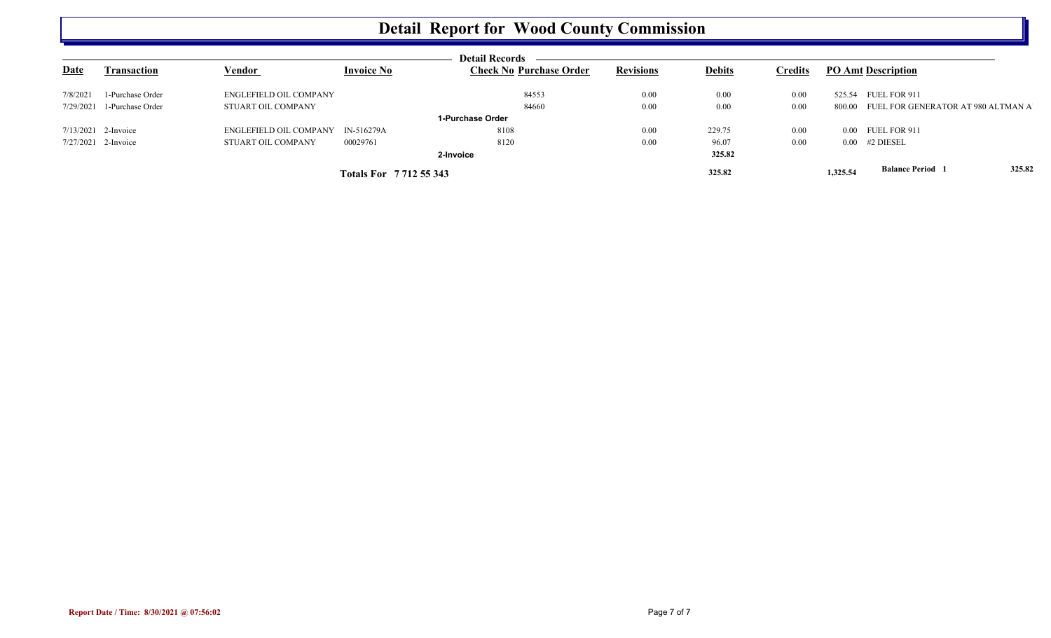# Detail Report for Wood County Commission

**Detail Records**

| Date | Transaction | Vendor | Invoice No | Check No | Purchase Order | Revisions | Debits | Credits | PO Amt | Description |
|---|---|---|---|---|---|---|---|---|---|---|
| 7/8/2021 | 1-Purchase Order | ENGLEFIELD OIL COMPANY | | | 84553 | 0.00 | 0.00 | 0.00 | 525.54 | FUEL FOR 911 |
| 7/29/2021 | 1-Purchase Order | STUART OIL COMPANY | | | 84660 | 0.00 | 0.00 | 0.00 | 800.00 | FUEL FOR GENERATOR AT 980 ALTMAN A |
| | | | | **1-Purchase Order** | | | | | | |
| 7/13/2021 | 2-Invoice | ENGLEFIELD OIL COMPANY | IN-516279A | 8108 | | 0.00 | 229.75 | 0.00 | 0.00 | FUEL FOR 911 |
| 7/27/2021 | 2-Invoice | STUART OIL COMPANY | 00029761 | 8120 | | 0.00 | 96.07 | 0.00 | 0.00 | #2 DIESEL |
| | | | | **2-Invoice** | | | **325.82** | | | |
| | | | **Totals For 7 712 55 343** | | | | **325.82** | | **1,325.54** | **Balance Period 1** **325.82** |

**Report Date / Time: 8/30/2021 @ 07:56:02**